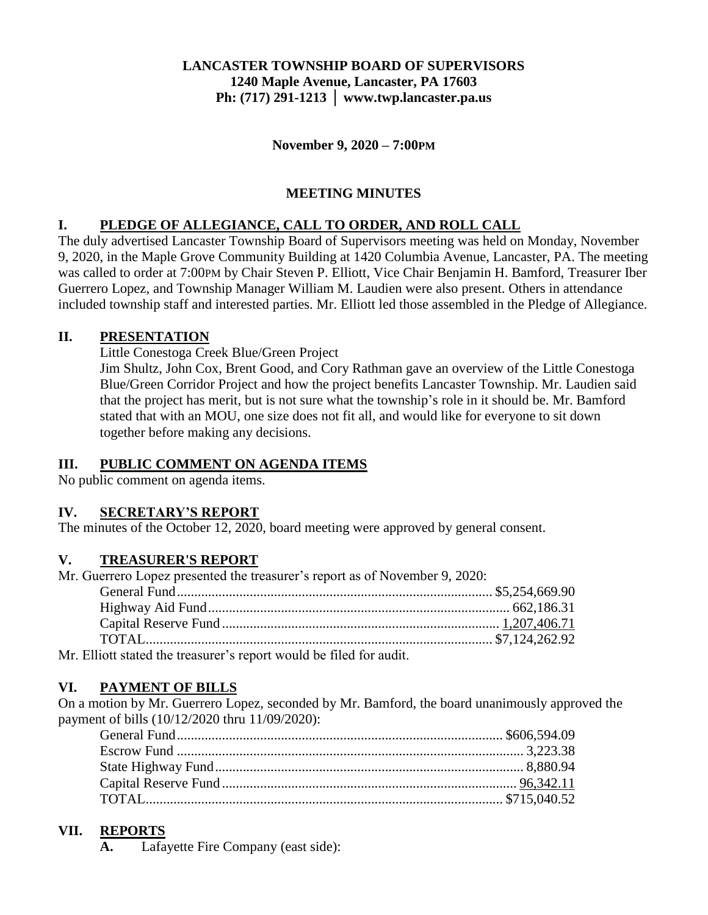**LANCASTER TOWNSHIP BOARD OF SUPERVISORS**
**1240 Maple Avenue, Lancaster, PA 17603**
**Ph: (717) 291-1213 │ www.twp.lancaster.pa.us**

**November 9, 2020 – 7:00PM**

**MEETING MINUTES**

## I. PLEDGE OF ALLEGIANCE, CALL TO ORDER, AND ROLL CALL

The duly advertised Lancaster Township Board of Supervisors meeting was held on Monday, November 9, 2020, in the Maple Grove Community Building at 1420 Columbia Avenue, Lancaster, PA. The meeting was called to order at 7:00PM by Chair Steven P. Elliott, Vice Chair Benjamin H. Bamford, Treasurer Iber Guerrero Lopez, and Township Manager William M. Laudien were also present. Others in attendance included township staff and interested parties. Mr. Elliott led those assembled in the Pledge of Allegiance.

## II. PRESENTATION

Little Conestoga Creek Blue/Green Project

Jim Shultz, John Cox, Brent Good, and Cory Rathman gave an overview of the Little Conestoga Blue/Green Corridor Project and how the project benefits Lancaster Township. Mr. Laudien said that the project has merit, but is not sure what the township's role in it should be. Mr. Bamford stated that with an MOU, one size does not fit all, and would like for everyone to sit down together before making any decisions.

## III. PUBLIC COMMENT ON AGENDA ITEMS

No public comment on agenda items.

## IV. SECRETARY'S REPORT

The minutes of the October 12, 2020, board meeting were approved by general consent.

## V. TREASURER'S REPORT

Mr. Guerrero Lopez presented the treasurer's report as of November 9, 2020:

| | |
|---|---|
| General Fund | $5,254,669.90 |
| Highway Aid Fund | 662,186.31 |
| Capital Reserve Fund | 1,207,406.71 |
| TOTAL | $7,124,262.92 |

Mr. Elliott stated the treasurer's report would be filed for audit.

## VI. PAYMENT OF BILLS

On a motion by Mr. Guerrero Lopez, seconded by Mr. Bamford, the board unanimously approved the payment of bills (10/12/2020 thru 11/09/2020):

| | |
|---|---|
| General Fund | $606,594.09 |
| Escrow Fund | 3,223.38 |
| State Highway Fund | 8,880.94 |
| Capital Reserve Fund | 96,342.11 |
| TOTAL | $715,040.52 |

## VII. REPORTS

**A.** Lafayette Fire Company (east side):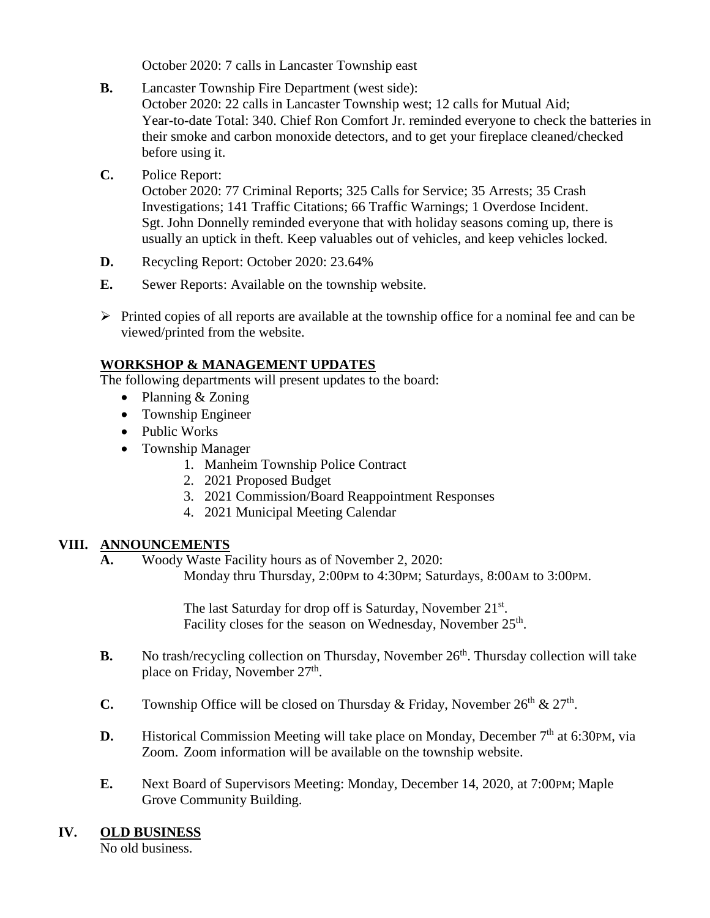October 2020: 7 calls in Lancaster Township east

**B.** Lancaster Township Fire Department (west side):
October 2020: 22 calls in Lancaster Township west; 12 calls for Mutual Aid;
Year-to-date Total: 340. Chief Ron Comfort Jr. reminded everyone to check the batteries in their smoke and carbon monoxide detectors, and to get your fireplace cleaned/checked before using it.

**C.** Police Report:
October 2020: 77 Criminal Reports; 325 Calls for Service; 35 Arrests; 35 Crash Investigations; 141 Traffic Citations; 66 Traffic Warnings; 1 Overdose Incident.
Sgt. John Donnelly reminded everyone that with holiday seasons coming up, there is usually an uptick in theft. Keep valuables out of vehicles, and keep vehicles locked.

**D.** Recycling Report: October 2020: 23.64%

**E.** Sewer Reports: Available on the township website.

- Printed copies of all reports are available at the township office for a nominal fee and can be viewed/printed from the website.

## WORKSHOP & MANAGEMENT UPDATES

The following departments will present updates to the board:

- Planning & Zoning
- Township Engineer
- Public Works
- Township Manager
  1. Manheim Township Police Contract
  2. 2021 Proposed Budget
  3. 2021 Commission/Board Reappointment Responses
  4. 2021 Municipal Meeting Calendar

## VIII. ANNOUNCEMENTS

**A.** Woody Waste Facility hours as of November 2, 2020:
Monday thru Thursday, 2:00PM to 4:30PM; Saturdays, 8:00AM to 3:00PM.

The last Saturday for drop off is Saturday, November 21st.
Facility closes for the season on Wednesday, November 25th.

**B.** No trash/recycling collection on Thursday, November 26th. Thursday collection will take place on Friday, November 27th.

**C.** Township Office will be closed on Thursday & Friday, November 26th & 27th.

**D.** Historical Commission Meeting will take place on Monday, December 7th at 6:30PM, via Zoom. Zoom information will be available on the township website.

**E.** Next Board of Supervisors Meeting: Monday, December 14, 2020, at 7:00PM; Maple Grove Community Building.

## IV. OLD BUSINESS

No old business.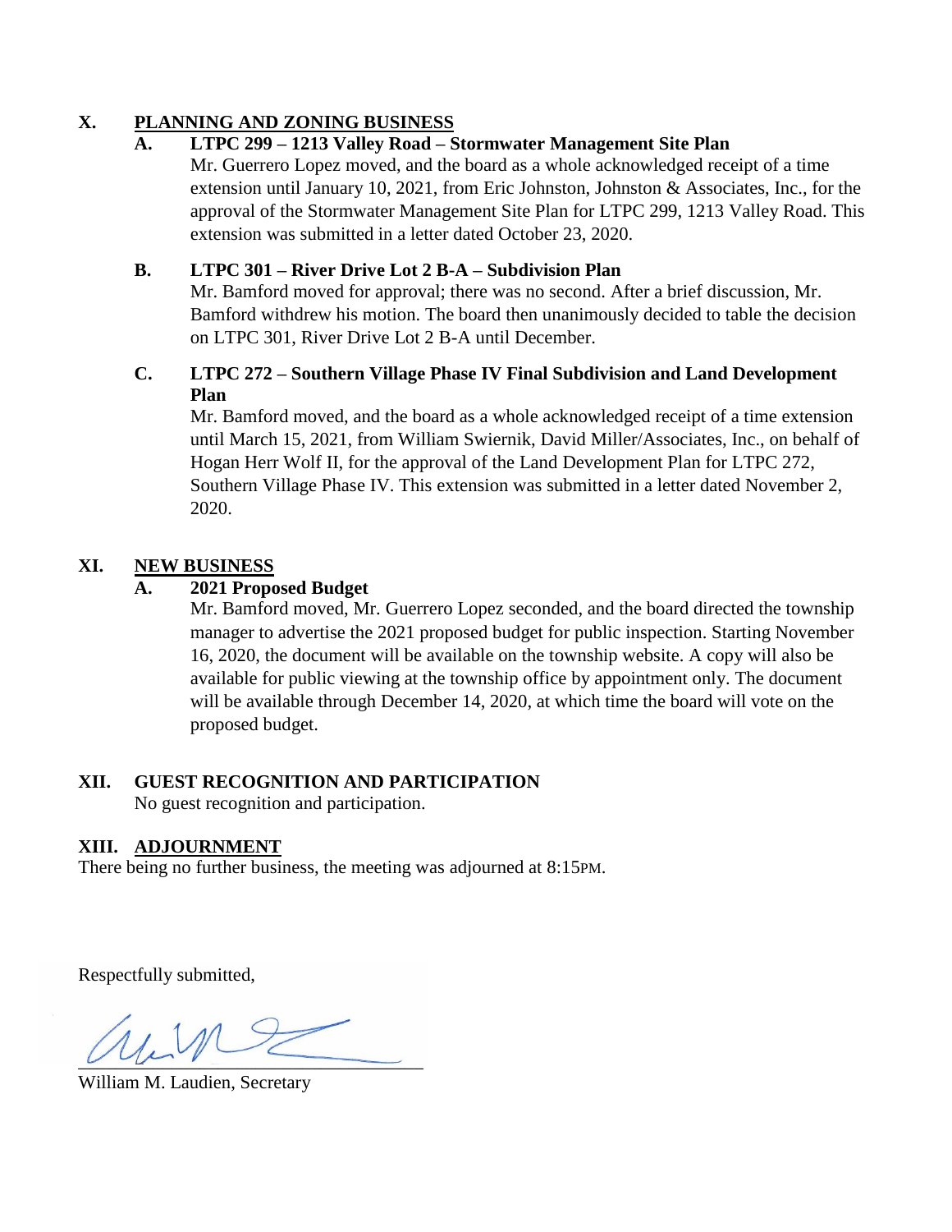## X. PLANNING AND ZONING BUSINESS

### A. LTPC 299 – 1213 Valley Road – Stormwater Management Site Plan

Mr. Guerrero Lopez moved, and the board as a whole acknowledged receipt of a time extension until January 10, 2021, from Eric Johnston, Johnston & Associates, Inc., for the approval of the Stormwater Management Site Plan for LTPC 299, 1213 Valley Road. This extension was submitted in a letter dated October 23, 2020.

### B. LTPC 301 – River Drive Lot 2 B-A – Subdivision Plan

Mr. Bamford moved for approval; there was no second. After a brief discussion, Mr. Bamford withdrew his motion. The board then unanimously decided to table the decision on LTPC 301, River Drive Lot 2 B-A until December.

### C. LTPC 272 – Southern Village Phase IV Final Subdivision and Land Development Plan

Mr. Bamford moved, and the board as a whole acknowledged receipt of a time extension until March 15, 2021, from William Swiernik, David Miller/Associates, Inc., on behalf of Hogan Herr Wolf II, for the approval of the Land Development Plan for LTPC 272, Southern Village Phase IV. This extension was submitted in a letter dated November 2, 2020.

## XI. NEW BUSINESS

### A. 2021 Proposed Budget

Mr. Bamford moved, Mr. Guerrero Lopez seconded, and the board directed the township manager to advertise the 2021 proposed budget for public inspection. Starting November 16, 2020, the document will be available on the township website. A copy will also be available for public viewing at the township office by appointment only. The document will be available through December 14, 2020, at which time the board will vote on the proposed budget.

## XII. GUEST RECOGNITION AND PARTICIPATION

No guest recognition and participation.

## XIII. ADJOURNMENT

There being no further business, the meeting was adjourned at 8:15PM.

Respectfully submitted,

William M. Laudien, Secretary